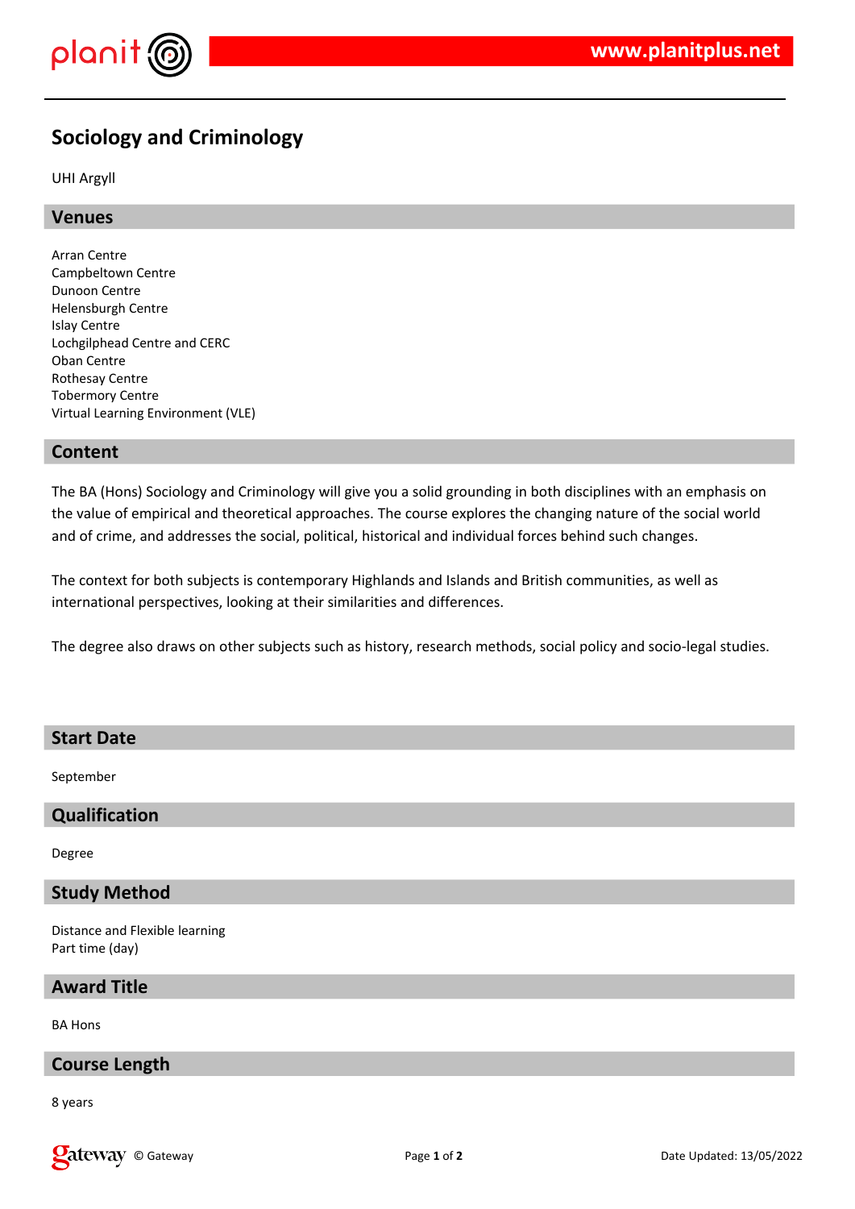# Sociology and Criminology

UHI Argyll

## Venues

Arran Centre
Campbeltown Centre
Dunoon Centre
Helensburgh Centre
Islay Centre
Lochgilphead Centre and CERC
Oban Centre
Rothesay Centre
Tobermory Centre
Virtual Learning Environment (VLE)

## Content

The BA (Hons) Sociology and Criminology will give you a solid grounding in both disciplines with an emphasis on the value of empirical and theoretical approaches. The course explores the changing nature of the social world and of crime, and addresses the social, political, historical and individual forces behind such changes.

The context for both subjects is contemporary Highlands and Islands and British communities, as well as international perspectives, looking at their similarities and differences.

The degree also draws on other subjects such as history, research methods, social policy and socio-legal studies.

## Start Date

September

## Qualification

Degree

## Study Method

Distance and Flexible learning
Part time (day)

## Award Title

BA Hons

## Course Length

8 years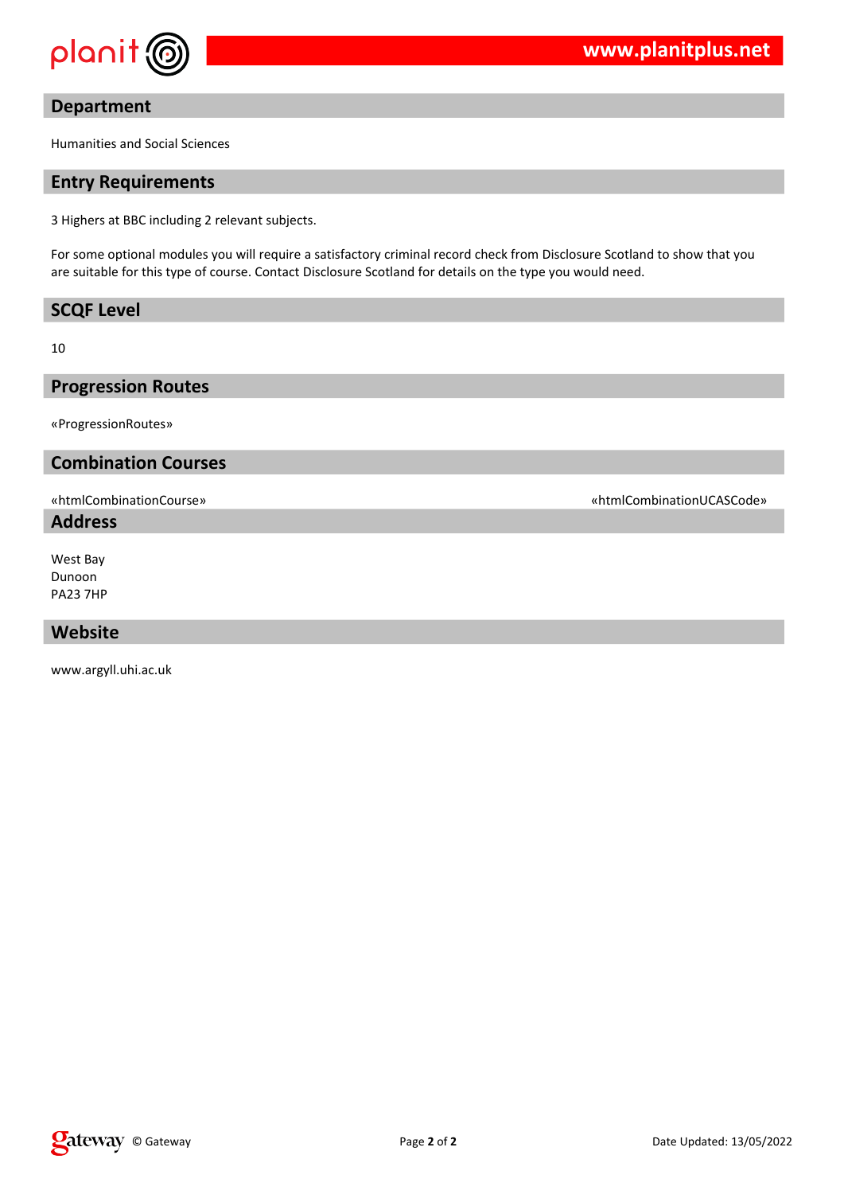## Department

Humanities and Social Sciences

## Entry Requirements

3 Highers at BBC including 2 relevant subjects.

For some optional modules you will require a satisfactory criminal record check from Disclosure Scotland to show that you are suitable for this type of course. Contact Disclosure Scotland for details on the type you would need.

## SCQF Level

10

## Progression Routes

«ProgressionRoutes»

## Combination Courses

| | |
|---|---|
| «htmlCombinationCourse» | «htmlCombinationUCASCode» |

## Address

West Bay
Dunoon
PA23 7HP

## Website

www.argyll.uhi.ac.uk

Date Updated: 13/05/2022